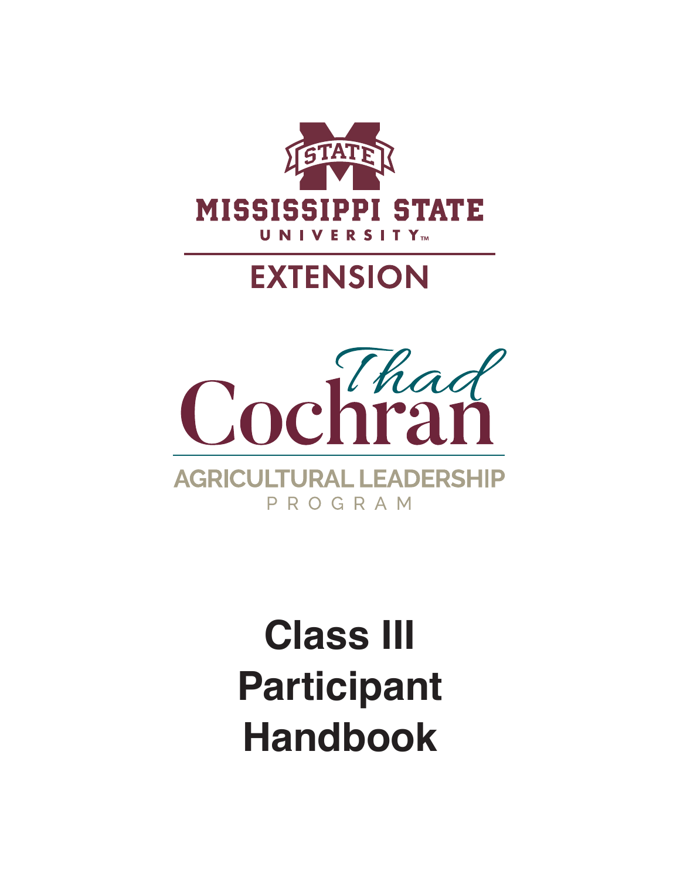MISSISSIPPI STATE UNIVERSITY

EXTENSION

Thad Cochran

AGRICULTURAL LEADERSHIP PROGRAM

# Class III Participant Handbook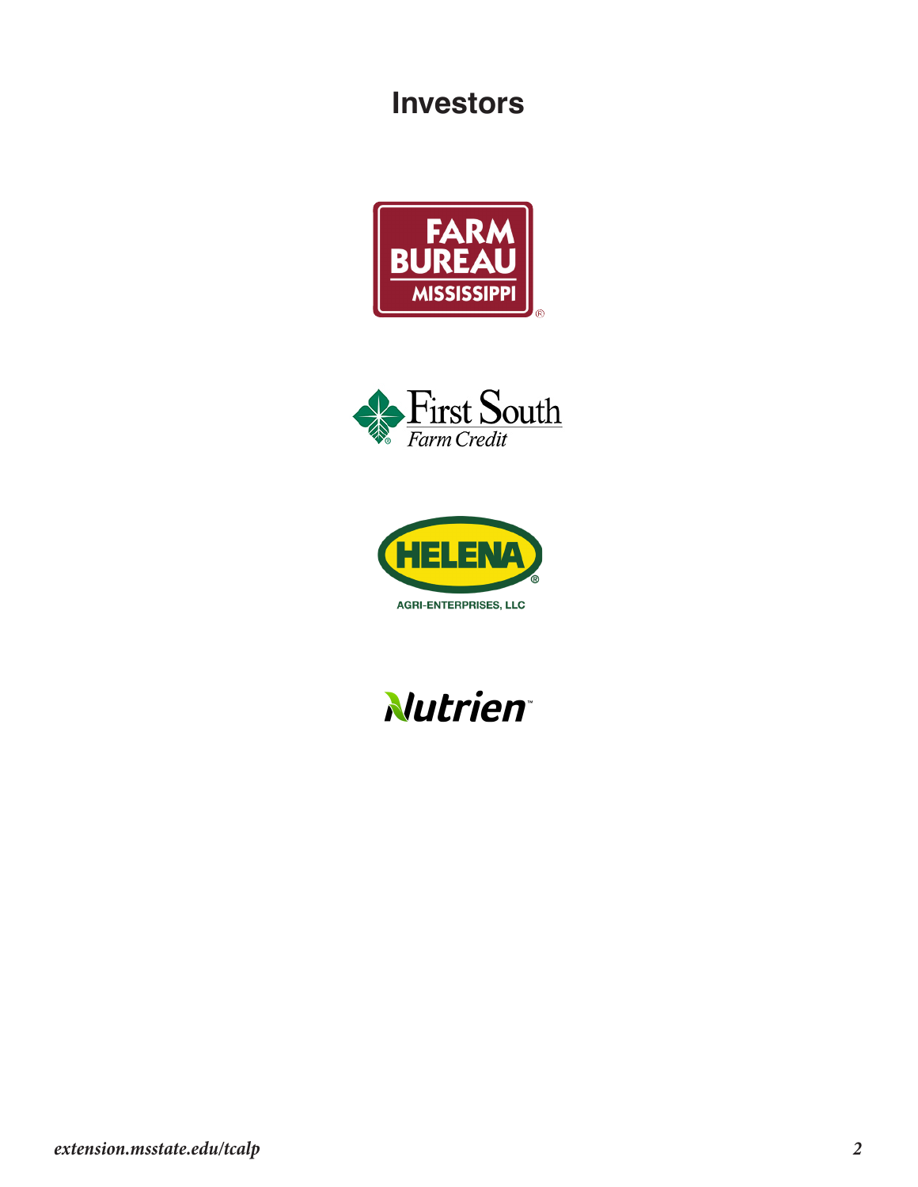# Investors

FARM BUREAU MISSISSIPPI

First South Farm Credit

HELENA AGRI-ENTERPRISES, LLC

Nutrien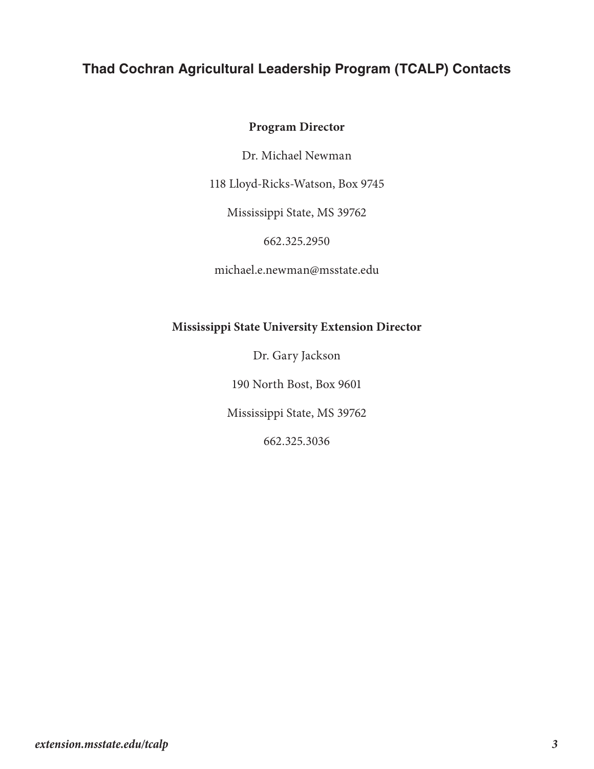## Thad Cochran Agricultural Leadership Program (TCALP) Contacts

**Program Director**

Dr. Michael Newman

118 Lloyd-Ricks-Watson, Box 9745

Mississippi State, MS 39762

662.325.2950

michael.e.newman@msstate.edu

**Mississippi State University Extension Director**

Dr. Gary Jackson

190 North Bost, Box 9601

Mississippi State, MS 39762

662.325.3036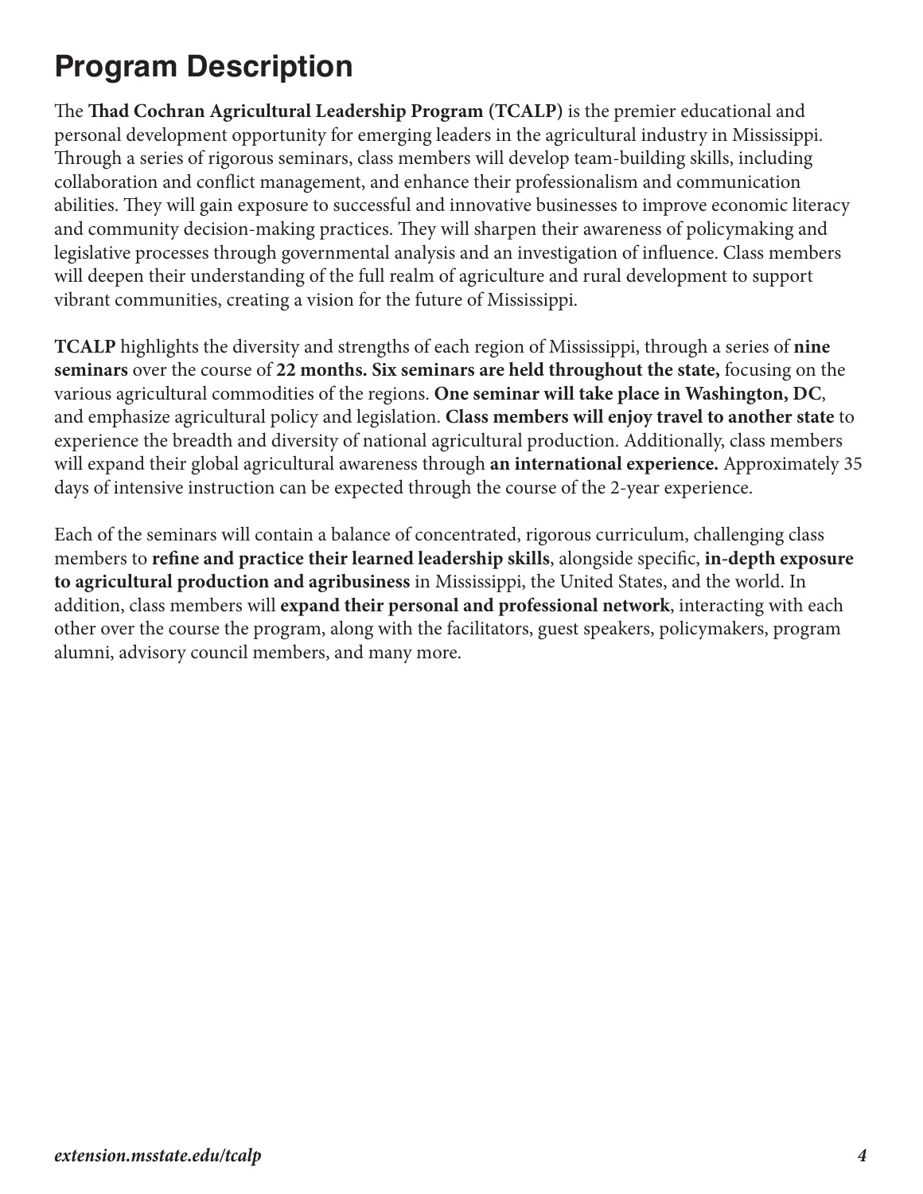# Program Description

The **Thad Cochran Agricultural Leadership Program (TCALP)** is the premier educational and personal development opportunity for emerging leaders in the agricultural industry in Mississippi. Through a series of rigorous seminars, class members will develop team-building skills, including collaboration and conflict management, and enhance their professionalism and communication abilities. They will gain exposure to successful and innovative businesses to improve economic literacy and community decision-making practices. They will sharpen their awareness of policymaking and legislative processes through governmental analysis and an investigation of influence. Class members will deepen their understanding of the full realm of agriculture and rural development to support vibrant communities, creating a vision for the future of Mississippi.

**TCALP** highlights the diversity and strengths of each region of Mississippi, through a series of **nine seminars** over the course of **22 months. Six seminars are held throughout the state,** focusing on the various agricultural commodities of the regions. **One seminar will take place in Washington, DC**, and emphasize agricultural policy and legislation. **Class members will enjoy travel to another state** to experience the breadth and diversity of national agricultural production. Additionally, class members will expand their global agricultural awareness through **an international experience.** Approximately 35 days of intensive instruction can be expected through the course of the 2-year experience.

Each of the seminars will contain a balance of concentrated, rigorous curriculum, challenging class members to **refine and practice their learned leadership skills**, alongside specific, **in-depth exposure to agricultural production and agribusiness** in Mississippi, the United States, and the world. In addition, class members will **expand their personal and professional network**, interacting with each other over the course the program, along with the facilitators, guest speakers, policymakers, program alumni, advisory council members, and many more.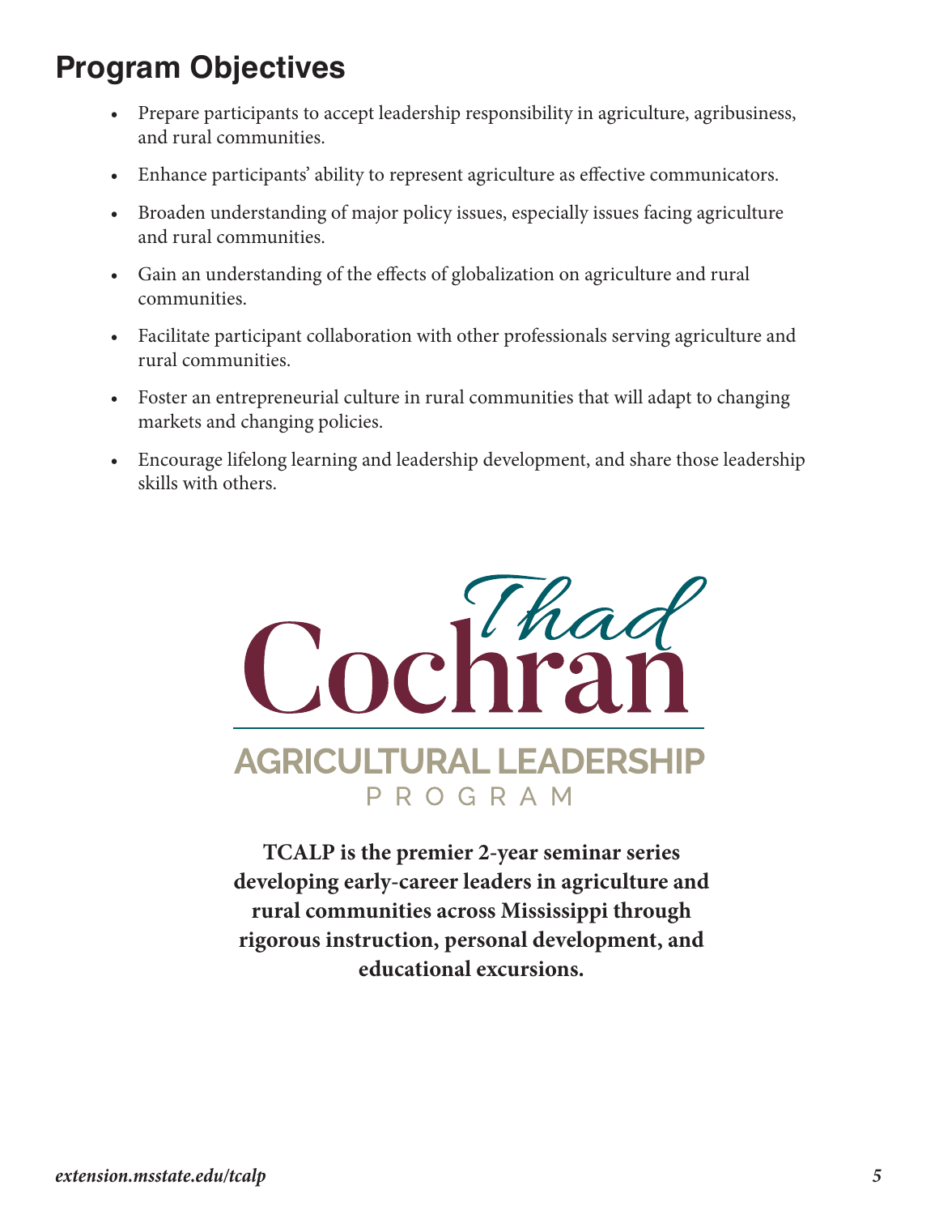## Program Objectives

- Prepare participants to accept leadership responsibility in agriculture, agribusiness, and rural communities.
- Enhance participants' ability to represent agriculture as effective communicators.
- Broaden understanding of major policy issues, especially issues facing agriculture and rural communities.
- Gain an understanding of the effects of globalization on agriculture and rural communities.
- Facilitate participant collaboration with other professionals serving agriculture and rural communities.
- Foster an entrepreneurial culture in rural communities that will adapt to changing markets and changing policies.
- Encourage lifelong learning and leadership development, and share those leadership skills with others.

Thad Cochran
AGRICULTURAL LEADERSHIP
PROGRAM

**TCALP is the premier 2-year seminar series developing early-career leaders in agriculture and rural communities across Mississippi through rigorous instruction, personal development, and educational excursions.**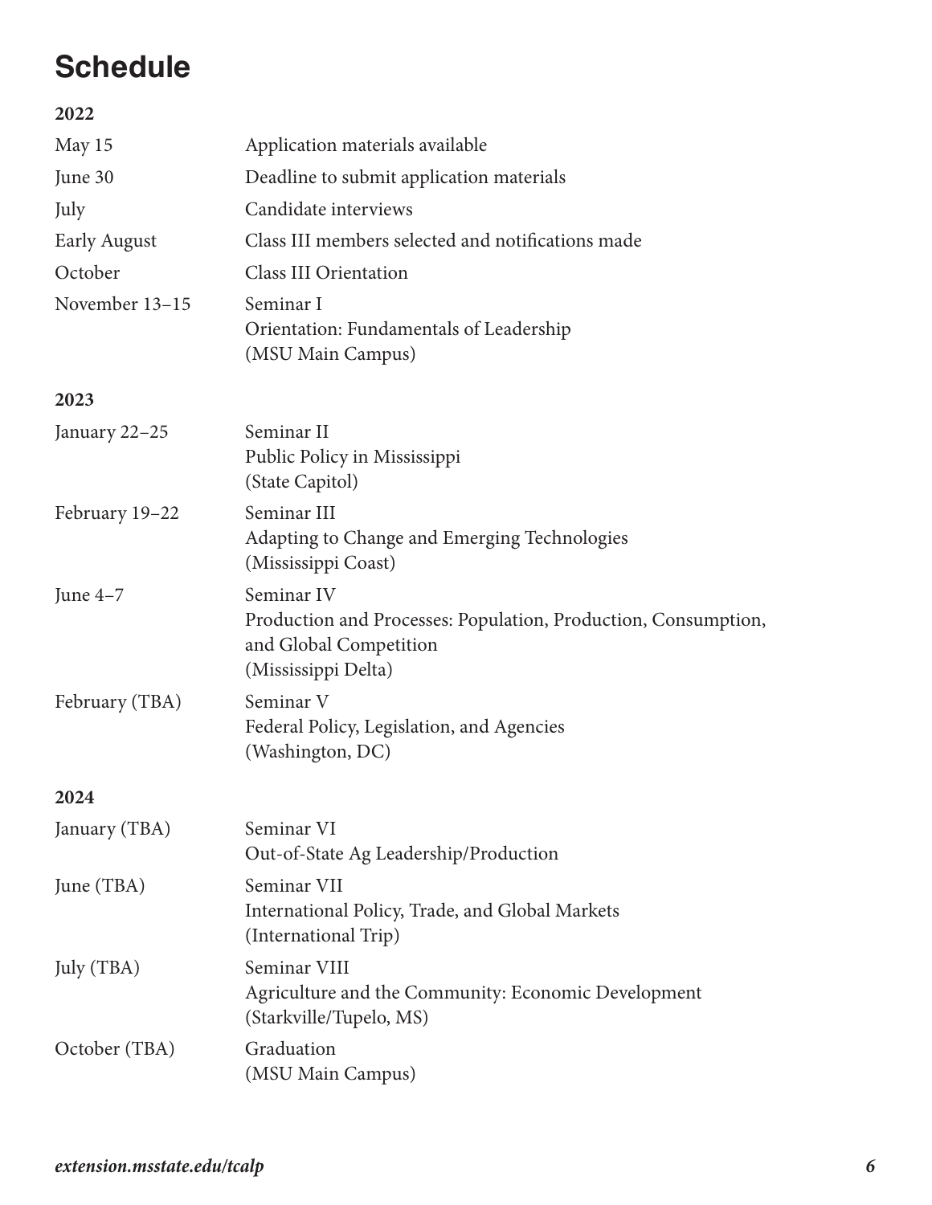# Schedule

**2022**

| | |
|---|---|
| May 15 | Application materials available |
| June 30 | Deadline to submit application materials |
| July | Candidate interviews |
| Early August | Class III members selected and notifications made |
| October | Class III Orientation |
| November 13–15 | Seminar I<br>Orientation: Fundamentals of Leadership<br>(MSU Main Campus) |

**2023**

| | |
|---|---|
| January 22–25 | Seminar II<br>Public Policy in Mississippi<br>(State Capitol) |
| February 19–22 | Seminar III<br>Adapting to Change and Emerging Technologies<br>(Mississippi Coast) |
| June 4–7 | Seminar IV<br>Production and Processes: Population, Production, Consumption, and Global Competition<br>(Mississippi Delta) |
| February (TBA) | Seminar V<br>Federal Policy, Legislation, and Agencies<br>(Washington, DC) |

**2024**

| | |
|---|---|
| January (TBA) | Seminar VI<br>Out-of-State Ag Leadership/Production |
| June (TBA) | Seminar VII<br>International Policy, Trade, and Global Markets<br>(International Trip) |
| July (TBA) | Seminar VIII<br>Agriculture and the Community: Economic Development<br>(Starkville/Tupelo, MS) |
| October (TBA) | Graduation<br>(MSU Main Campus) |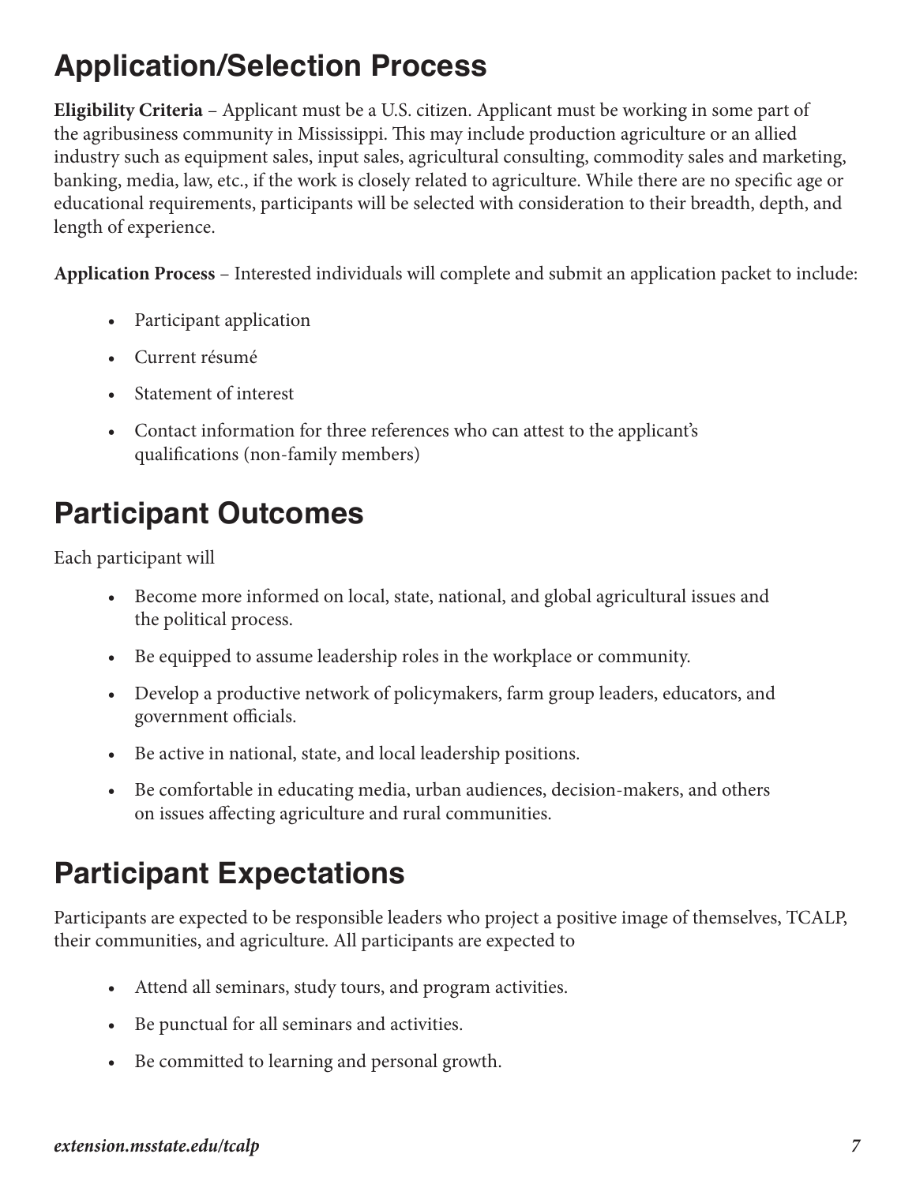## Application/Selection Process

**Eligibility Criteria** – Applicant must be a U.S. citizen. Applicant must be working in some part of the agribusiness community in Mississippi. This may include production agriculture or an allied industry such as equipment sales, input sales, agricultural consulting, commodity sales and marketing, banking, media, law, etc., if the work is closely related to agriculture. While there are no specific age or educational requirements, participants will be selected with consideration to their breadth, depth, and length of experience.

**Application Process** – Interested individuals will complete and submit an application packet to include:

- Participant application
- Current résumé
- Statement of interest
- Contact information for three references who can attest to the applicant's qualifications (non-family members)

## Participant Outcomes

Each participant will

- Become more informed on local, state, national, and global agricultural issues and the political process.
- Be equipped to assume leadership roles in the workplace or community.
- Develop a productive network of policymakers, farm group leaders, educators, and government officials.
- Be active in national, state, and local leadership positions.
- Be comfortable in educating media, urban audiences, decision-makers, and others on issues affecting agriculture and rural communities.

## Participant Expectations

Participants are expected to be responsible leaders who project a positive image of themselves, TCALP, their communities, and agriculture. All participants are expected to

- Attend all seminars, study tours, and program activities.
- Be punctual for all seminars and activities.
- Be committed to learning and personal growth.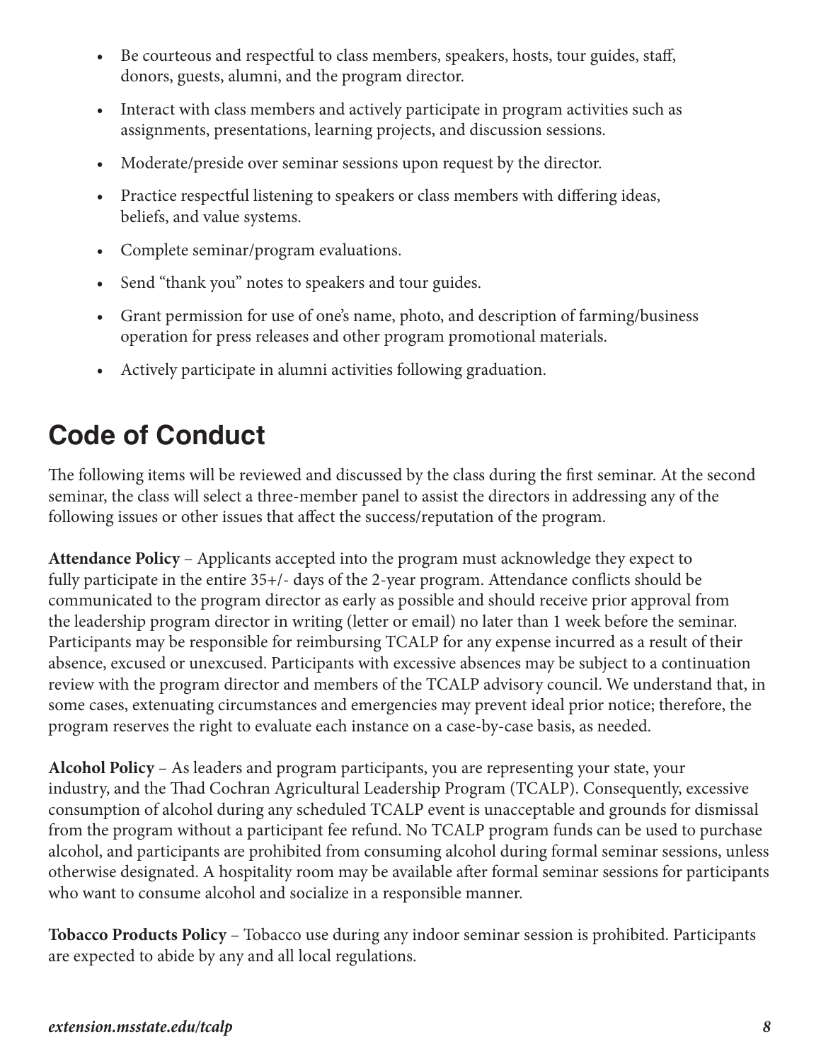- Be courteous and respectful to class members, speakers, hosts, tour guides, staff, donors, guests, alumni, and the program director.
- Interact with class members and actively participate in program activities such as assignments, presentations, learning projects, and discussion sessions.
- Moderate/preside over seminar sessions upon request by the director.
- Practice respectful listening to speakers or class members with differing ideas, beliefs, and value systems.
- Complete seminar/program evaluations.
- Send "thank you" notes to speakers and tour guides.
- Grant permission for use of one's name, photo, and description of farming/business operation for press releases and other program promotional materials.
- Actively participate in alumni activities following graduation.

## Code of Conduct

The following items will be reviewed and discussed by the class during the first seminar. At the second seminar, the class will select a three-member panel to assist the directors in addressing any of the following issues or other issues that affect the success/reputation of the program.

**Attendance Policy** – Applicants accepted into the program must acknowledge they expect to fully participate in the entire 35+/- days of the 2-year program. Attendance conflicts should be communicated to the program director as early as possible and should receive prior approval from the leadership program director in writing (letter or email) no later than 1 week before the seminar. Participants may be responsible for reimbursing TCALP for any expense incurred as a result of their absence, excused or unexcused. Participants with excessive absences may be subject to a continuation review with the program director and members of the TCALP advisory council. We understand that, in some cases, extenuating circumstances and emergencies may prevent ideal prior notice; therefore, the program reserves the right to evaluate each instance on a case-by-case basis, as needed.

**Alcohol Policy** – As leaders and program participants, you are representing your state, your industry, and the Thad Cochran Agricultural Leadership Program (TCALP). Consequently, excessive consumption of alcohol during any scheduled TCALP event is unacceptable and grounds for dismissal from the program without a participant fee refund. No TCALP program funds can be used to purchase alcohol, and participants are prohibited from consuming alcohol during formal seminar sessions, unless otherwise designated. A hospitality room may be available after formal seminar sessions for participants who want to consume alcohol and socialize in a responsible manner.

**Tobacco Products Policy** – Tobacco use during any indoor seminar session is prohibited. Participants are expected to abide by any and all local regulations.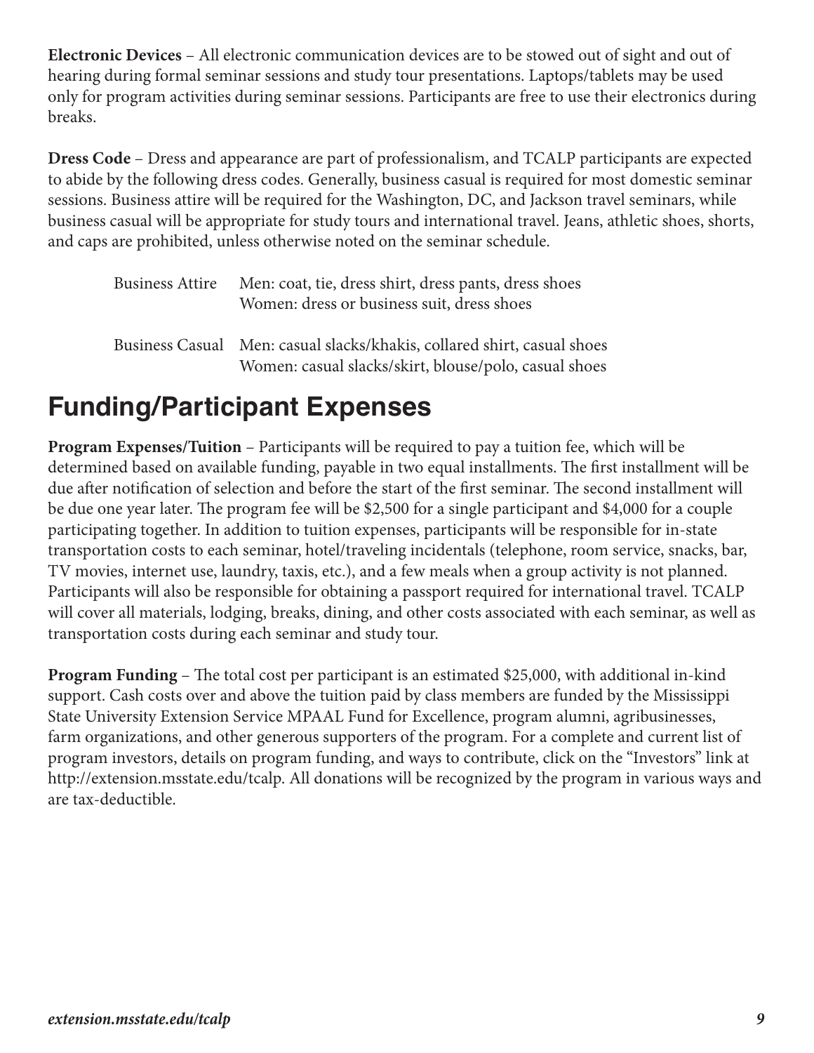**Electronic Devices** – All electronic communication devices are to be stowed out of sight and out of hearing during formal seminar sessions and study tour presentations. Laptops/tablets may be used only for program activities during seminar sessions. Participants are free to use their electronics during breaks.

**Dress Code** – Dress and appearance are part of professionalism, and TCALP participants are expected to abide by the following dress codes. Generally, business casual is required for most domestic seminar sessions. Business attire will be required for the Washington, DC, and Jackson travel seminars, while business casual will be appropriate for study tours and international travel. Jeans, athletic shoes, shorts, and caps are prohibited, unless otherwise noted on the seminar schedule.

| | |
|---|---|
| Business Attire | Men: coat, tie, dress shirt, dress pants, dress shoes<br>Women: dress or business suit, dress shoes |
| Business Casual | Men: casual slacks/khakis, collared shirt, casual shoes<br>Women: casual slacks/skirt, blouse/polo, casual shoes |

## Funding/Participant Expenses

**Program Expenses/Tuition** – Participants will be required to pay a tuition fee, which will be determined based on available funding, payable in two equal installments. The first installment will be due after notification of selection and before the start of the first seminar. The second installment will be due one year later. The program fee will be $2,500 for a single participant and $4,000 for a couple participating together. In addition to tuition expenses, participants will be responsible for in-state transportation costs to each seminar, hotel/traveling incidentals (telephone, room service, snacks, bar, TV movies, internet use, laundry, taxis, etc.), and a few meals when a group activity is not planned. Participants will also be responsible for obtaining a passport required for international travel. TCALP will cover all materials, lodging, breaks, dining, and other costs associated with each seminar, as well as transportation costs during each seminar and study tour.

**Program Funding** – The total cost per participant is an estimated $25,000, with additional in-kind support. Cash costs over and above the tuition paid by class members are funded by the Mississippi State University Extension Service MPAAL Fund for Excellence, program alumni, agribusinesses, farm organizations, and other generous supporters of the program. For a complete and current list of program investors, details on program funding, and ways to contribute, click on the "Investors" link at http://extension.msstate.edu/tcalp. All donations will be recognized by the program in various ways and are tax-deductible.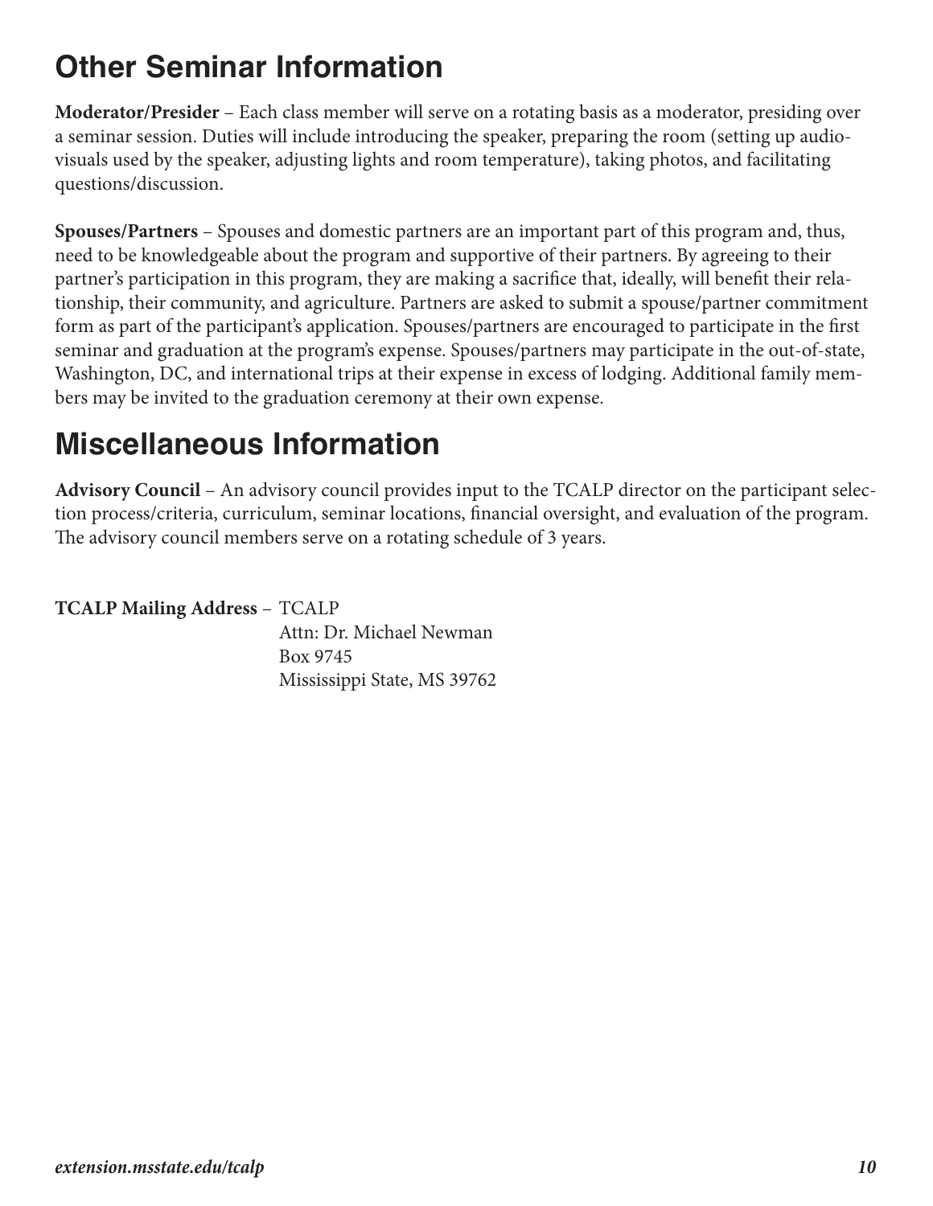## Other Seminar Information

**Moderator/Presider** – Each class member will serve on a rotating basis as a moderator, presiding over a seminar session. Duties will include introducing the speaker, preparing the room (setting up audio-visuals used by the speaker, adjusting lights and room temperature), taking photos, and facilitating questions/discussion.

**Spouses/Partners** – Spouses and domestic partners are an important part of this program and, thus, need to be knowledgeable about the program and supportive of their partners. By agreeing to their partner's participation in this program, they are making a sacrifice that, ideally, will benefit their relationship, their community, and agriculture. Partners are asked to submit a spouse/partner commitment form as part of the participant's application. Spouses/partners are encouraged to participate in the first seminar and graduation at the program's expense. Spouses/partners may participate in the out-of-state, Washington, DC, and international trips at their expense in excess of lodging. Additional family members may be invited to the graduation ceremony at their own expense.

## Miscellaneous Information

**Advisory Council** – An advisory council provides input to the TCALP director on the participant selection process/criteria, curriculum, seminar locations, financial oversight, and evaluation of the program. The advisory council members serve on a rotating schedule of 3 years.

**TCALP Mailing Address** – TCALP
Attn: Dr. Michael Newman
Box 9745
Mississippi State, MS 39762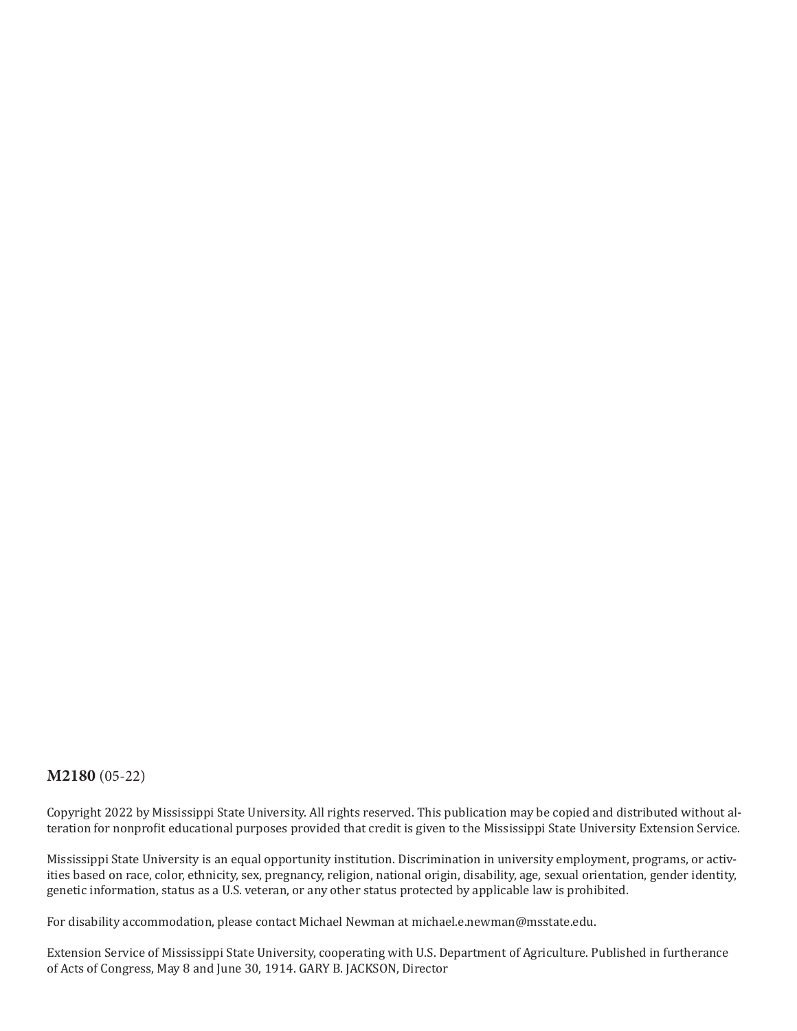**M2180** (05-22)

Copyright 2022 by Mississippi State University. All rights reserved. This publication may be copied and distributed without alteration for nonprofit educational purposes provided that credit is given to the Mississippi State University Extension Service.

Mississippi State University is an equal opportunity institution. Discrimination in university employment, programs, or activities based on race, color, ethnicity, sex, pregnancy, religion, national origin, disability, age, sexual orientation, gender identity, genetic information, status as a U.S. veteran, or any other status protected by applicable law is prohibited.

For disability accommodation, please contact Michael Newman at michael.e.newman@msstate.edu.

Extension Service of Mississippi State University, cooperating with U.S. Department of Agriculture. Published in furtherance of Acts of Congress, May 8 and June 30, 1914. GARY B. JACKSON, Director